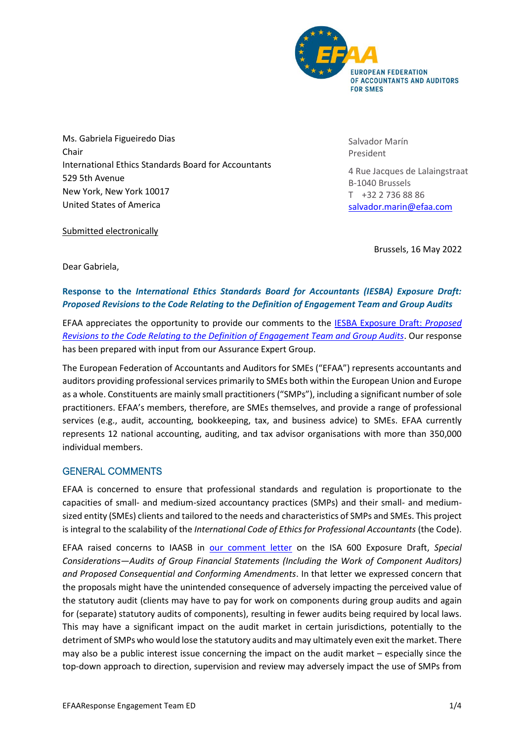EFAA
EUROPEAN FEDERATION
OF ACCOUNTANTS AND AUDITORS
FOR SMES

Ms. Gabriela Figueiredo Dias
Chair
International Ethics Standards Board for Accountants
529 5th Avenue
New York, New York 10017
United States of America

Submitted electronically

Salvador Marín
President

4 Rue Jacques de Lalaingstraat
B-1040 Brussels
T +32 2 736 88 86
salvador.marin@efaa.com

Brussels, 16 May 2022

Dear Gabriela,

**Response to the *International Ethics Standards Board for Accountants (IESBA) Exposure Draft: Proposed Revisions to the Code Relating to the Definition of Engagement Team and Group Audits***

EFAA appreciates the opportunity to provide our comments to the IESBA Exposure Draft: *Proposed Revisions to the Code Relating to the Definition of Engagement Team and Group Audits*. Our response has been prepared with input from our Assurance Expert Group.

The European Federation of Accountants and Auditors for SMEs ("EFAA") represents accountants and auditors providing professional services primarily to SMEs both within the European Union and Europe as a whole. Constituents are mainly small practitioners ("SMPs"), including a significant number of sole practitioners. EFAA's members, therefore, are SMEs themselves, and provide a range of professional services (e.g., audit, accounting, bookkeeping, tax, and business advice) to SMEs. EFAA currently represents 12 national accounting, auditing, and tax advisor organisations with more than 350,000 individual members.

## GENERAL COMMENTS

EFAA is concerned to ensure that professional standards and regulation is proportionate to the capacities of small- and medium-sized accountancy practices (SMPs) and their small- and medium-sized entity (SMEs) clients and tailored to the needs and characteristics of SMPs and SMEs. This project is integral to the scalability of the *International Code of Ethics for Professional Accountants* (the Code).

EFAA raised concerns to IAASB in our comment letter on the ISA 600 Exposure Draft, *Special Considerations—Audits of Group Financial Statements (Including the Work of Component Auditors) and Proposed Consequential and Conforming Amendments*. In that letter we expressed concern that the proposals might have the unintended consequence of adversely impacting the perceived value of the statutory audit (clients may have to pay for work on components during group audits and again for (separate) statutory audits of components), resulting in fewer audits being required by local laws. This may have a significant impact on the audit market in certain jurisdictions, potentially to the detriment of SMPs who would lose the statutory audits and may ultimately even exit the market. There may also be a public interest issue concerning the impact on the audit market – especially since the top-down approach to direction, supervision and review may adversely impact the use of SMPs from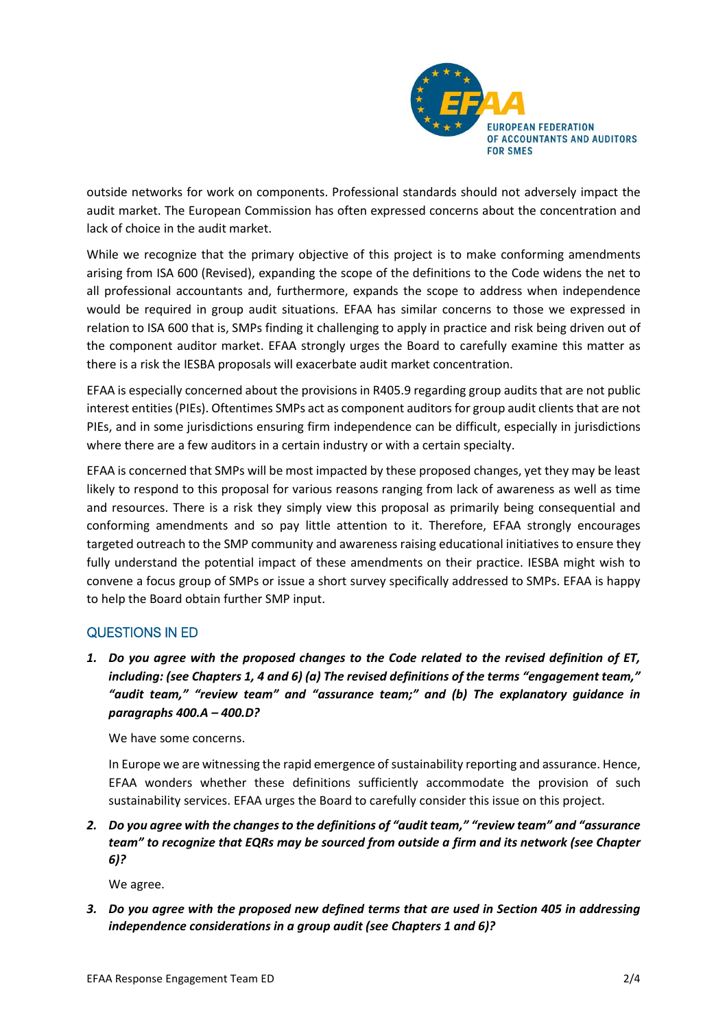outside networks for work on components. Professional standards should not adversely impact the audit market. The European Commission has often expressed concerns about the concentration and lack of choice in the audit market.

While we recognize that the primary objective of this project is to make conforming amendments arising from ISA 600 (Revised), expanding the scope of the definitions to the Code widens the net to all professional accountants and, furthermore, expands the scope to address when independence would be required in group audit situations. EFAA has similar concerns to those we expressed in relation to ISA 600 that is, SMPs finding it challenging to apply in practice and risk being driven out of the component auditor market. EFAA strongly urges the Board to carefully examine this matter as there is a risk the IESBA proposals will exacerbate audit market concentration.

EFAA is especially concerned about the provisions in R405.9 regarding group audits that are not public interest entities (PIEs). Oftentimes SMPs act as component auditors for group audit clients that are not PIEs, and in some jurisdictions ensuring firm independence can be difficult, especially in jurisdictions where there are a few auditors in a certain industry or with a certain specialty.

EFAA is concerned that SMPs will be most impacted by these proposed changes, yet they may be least likely to respond to this proposal for various reasons ranging from lack of awareness as well as time and resources. There is a risk they simply view this proposal as primarily being consequential and conforming amendments and so pay little attention to it. Therefore, EFAA strongly encourages targeted outreach to the SMP community and awareness raising educational initiatives to ensure they fully understand the potential impact of these amendments on their practice. IESBA might wish to convene a focus group of SMPs or issue a short survey specifically addressed to SMPs. EFAA is happy to help the Board obtain further SMP input.

## QUESTIONS IN ED

1. ***Do you agree with the proposed changes to the Code related to the revised definition of ET, including: (see Chapters 1, 4 and 6) (a) The revised definitions of the terms "engagement team," "audit team," "review team" and "assurance team;" and (b) The explanatory guidance in paragraphs 400.A – 400.D?***

   We have some concerns.

   In Europe we are witnessing the rapid emergence of sustainability reporting and assurance. Hence, EFAA wonders whether these definitions sufficiently accommodate the provision of such sustainability services. EFAA urges the Board to carefully consider this issue on this project.

2. ***Do you agree with the changes to the definitions of "audit team," "review team" and "assurance team" to recognize that EQRs may be sourced from outside a firm and its network (see Chapter 6)?***

   We agree.

3. ***Do you agree with the proposed new defined terms that are used in Section 405 in addressing independence considerations in a group audit (see Chapters 1 and 6)?***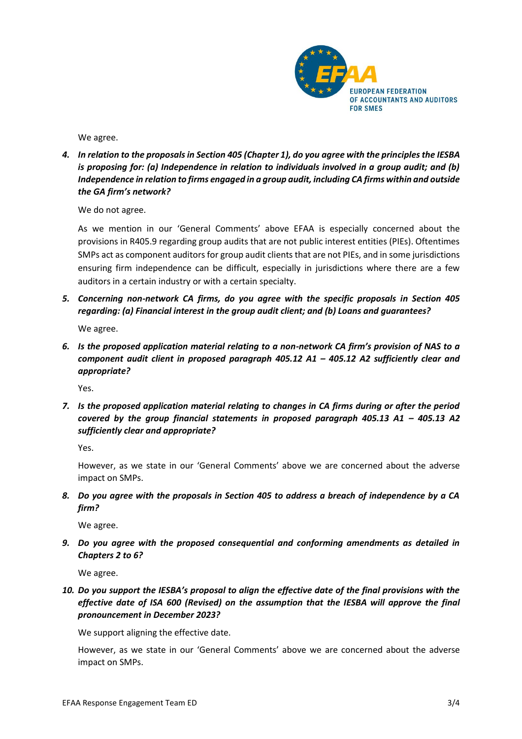We agree.

4. ***In relation to the proposals in Section 405 (Chapter 1), do you agree with the principles the IESBA is proposing for: (a) Independence in relation to individuals involved in a group audit; and (b) Independence in relation to firms engaged in a group audit, including CA firms within and outside the GA firm's network?***

   We do not agree.

   As we mention in our 'General Comments' above EFAA is especially concerned about the provisions in R405.9 regarding group audits that are not public interest entities (PIEs). Oftentimes SMPs act as component auditors for group audit clients that are not PIEs, and in some jurisdictions ensuring firm independence can be difficult, especially in jurisdictions where there are a few auditors in a certain industry or with a certain specialty.

5. ***Concerning non-network CA firms, do you agree with the specific proposals in Section 405 regarding: (a) Financial interest in the group audit client; and (b) Loans and guarantees?***

   We agree.

6. ***Is the proposed application material relating to a non-network CA firm's provision of NAS to a component audit client in proposed paragraph 405.12 A1 – 405.12 A2 sufficiently clear and appropriate?***

   Yes.

7. ***Is the proposed application material relating to changes in CA firms during or after the period covered by the group financial statements in proposed paragraph 405.13 A1 – 405.13 A2 sufficiently clear and appropriate?***

   Yes.

   However, as we state in our 'General Comments' above we are concerned about the adverse impact on SMPs.

8. ***Do you agree with the proposals in Section 405 to address a breach of independence by a CA firm?***

   We agree.

9. ***Do you agree with the proposed consequential and conforming amendments as detailed in Chapters 2 to 6?***

   We agree.

10. ***Do you support the IESBA's proposal to align the effective date of the final provisions with the effective date of ISA 600 (Revised) on the assumption that the IESBA will approve the final pronouncement in December 2023?***

    We support aligning the effective date.

    However, as we state in our 'General Comments' above we are concerned about the adverse impact on SMPs.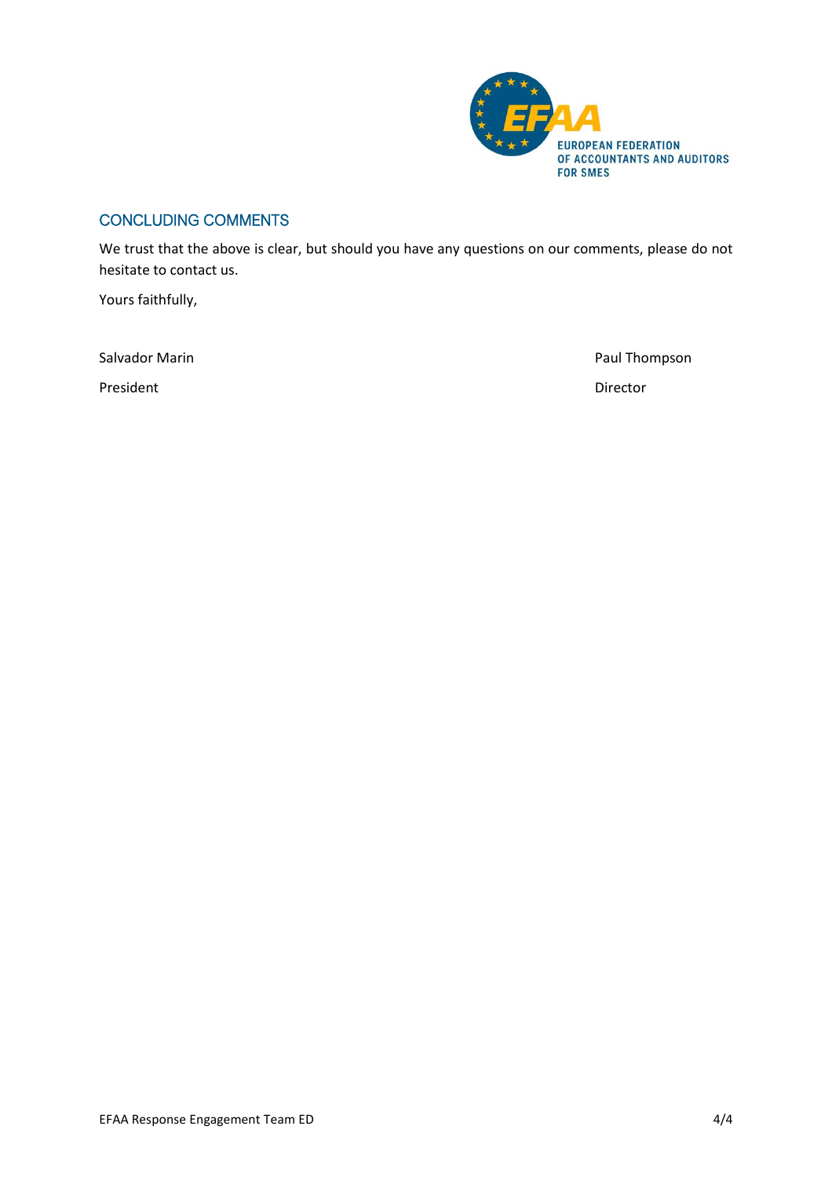## CONCLUDING COMMENTS

We trust that the above is clear, but should you have any questions on our comments, please do not hesitate to contact us.

Yours faithfully,

| | |
|---|---|
| Salvador Marin | Paul Thompson |
| President | Director |